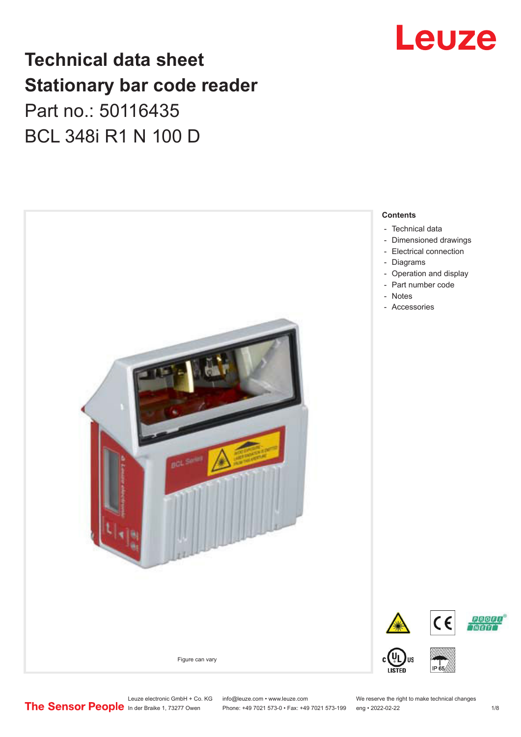# Technical data sheet
# Stationary bar code reader

Part no.: 50116435

BCL 348i R1 N 100 D

Figure can vary

**Contents**

- Technical data
- Dimensioned drawings
- Electrical connection
- Diagrams
- Operation and display
- Part number code
- Notes
- Accessories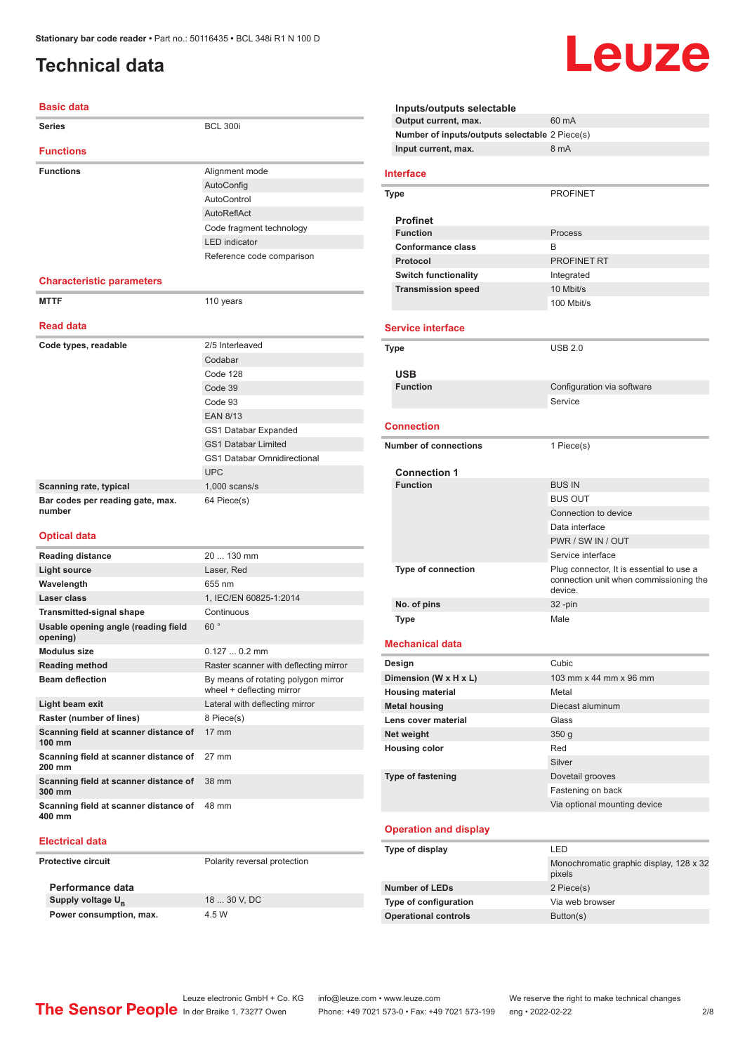# Technical data

## Basic data

| | |
|---|---|
| **Series** | BCL 300i |

## Functions

| | |
|---|---|
| **Functions** | Alignment mode |
| | AutoConfig |
| | AutoControl |
| | AutoReflAct |
| | Code fragment technology |
| | LED indicator |
| | Reference code comparison |

## Characteristic parameters

| | |
|---|---|
| **MTTF** | 110 years |

## Read data

| | |
|---|---|
| **Code types, readable** | 2/5 Interleaved |
| | Codabar |
| | Code 128 |
| | Code 39 |
| | Code 93 |
| | EAN 8/13 |
| | GS1 Databar Expanded |
| | GS1 Databar Limited |
| | GS1 Databar Omnidirectional |
| | UPC |
| **Scanning rate, typical** | 1,000 scans/s |
| **Bar codes per reading gate, max. number** | 64 Piece(s) |

## Optical data

| | |
|---|---|
| **Reading distance** | 20 ... 130 mm |
| **Light source** | Laser, Red |
| **Wavelength** | 655 nm |
| **Laser class** | 1, IEC/EN 60825-1:2014 |
| **Transmitted-signal shape** | Continuous |
| **Usable opening angle (reading field opening)** | 60 ° |
| **Modulus size** | 0.127 ... 0.2 mm |
| **Reading method** | Raster scanner with deflecting mirror |
| **Beam deflection** | By means of rotating polygon mirror wheel + deflecting mirror |
| **Light beam exit** | Lateral with deflecting mirror |
| **Raster (number of lines)** | 8 Piece(s) |
| **Scanning field at scanner distance of 100 mm** | 17 mm |
| **Scanning field at scanner distance of 200 mm** | 27 mm |
| **Scanning field at scanner distance of 300 mm** | 38 mm |
| **Scanning field at scanner distance of 400 mm** | 48 mm |

## Electrical data

| | |
|---|---|
| **Protective circuit** | Polarity reversal protection |

### Performance data

| | |
|---|---|
| **Supply voltage $U_B$** | 18 ... 30 V, DC |
| **Power consumption, max.** | 4.5 W |

### Inputs/outputs selectable

| | |
|---|---|
| **Output current, max.** | 60 mA |
| **Number of inputs/outputs selectable** | 2 Piece(s) |
| **Input current, max.** | 8 mA |

## Interface

| | |
|---|---|
| **Type** | PROFINET |

### Profinet

| | |
|---|---|
| **Function** | Process |
| **Conformance class** | B |
| **Protocol** | PROFINET RT |
| **Switch functionality** | Integrated |
| **Transmission speed** | 10 Mbit/s |
| | 100 Mbit/s |

## Service interface

| | |
|---|---|
| **Type** | USB 2.0 |

### USB

| | |
|---|---|
| **Function** | Configuration via software |
| | Service |

## Connection

| | |
|---|---|
| **Number of connections** | 1 Piece(s) |

### Connection 1

| | |
|---|---|
| **Function** | BUS IN |
| | BUS OUT |
| | Connection to device |
| | Data interface |
| | PWR / SW IN / OUT |
| | Service interface |
| **Type of connection** | Plug connector, It is essential to use a connection unit when commissioning the device. |
| **No. of pins** | 32 -pin |
| **Type** | Male |

## Mechanical data

| | |
|---|---|
| **Design** | Cubic |
| **Dimension (W x H x L)** | 103 mm x 44 mm x 96 mm |
| **Housing material** | Metal |
| **Metal housing** | Diecast aluminum |
| **Lens cover material** | Glass |
| **Net weight** | 350 g |
| **Housing color** | Red |
| | Silver |
| **Type of fastening** | Dovetail grooves |
| | Fastening on back |
| | Via optional mounting device |

## Operation and display

| | |
|---|---|
| **Type of display** | LED |
| | Monochromatic graphic display, 128 x 32 pixels |
| **Number of LEDs** | 2 Piece(s) |
| **Type of configuration** | Via web browser |
| **Operational controls** | Button(s) |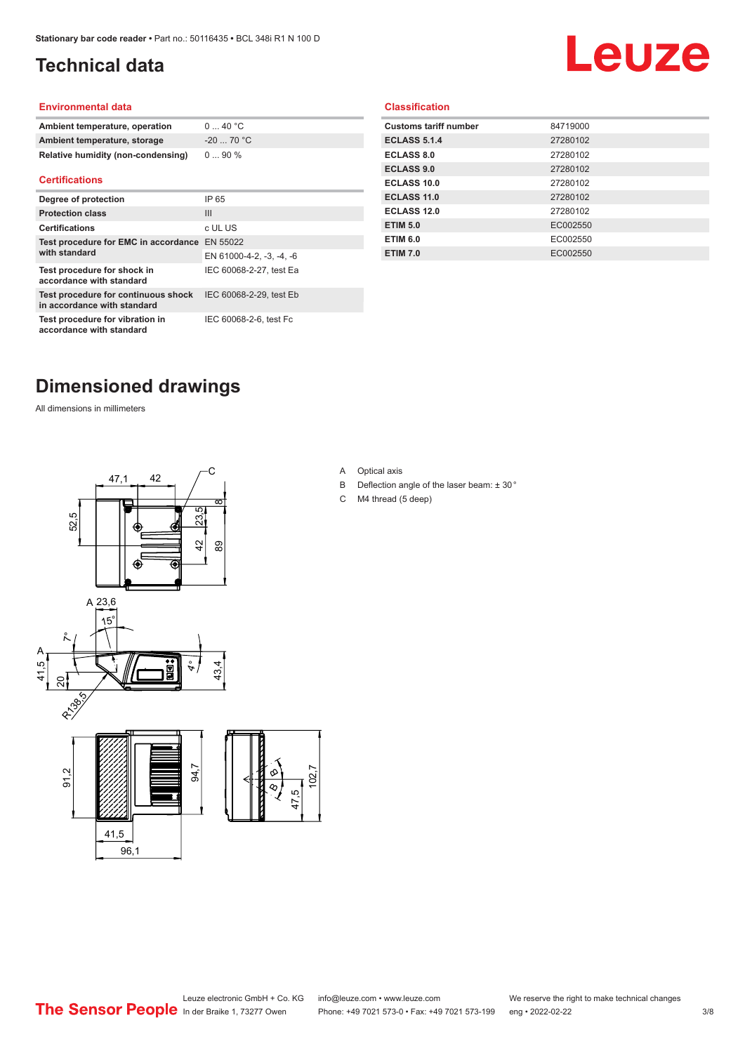# Technical data

## Environmental data

| | |
|---|---|
| **Ambient temperature, operation** | 0 ... 40 °C |
| **Ambient temperature, storage** | -20 ... 70 °C |
| **Relative humidity (non-condensing)** | 0 ... 90 % |

## Certifications

| | |
|---|---|
| **Degree of protection** | IP 65 |
| **Protection class** | III |
| **Certifications** | c UL US |
| **Test procedure for EMC in accordance with standard** | EN 55022 |
| | EN 61000-4-2, -3, -4, -6 |
| **Test procedure for shock in accordance with standard** | IEC 60068-2-27, test Ea |
| **Test procedure for continuous shock in accordance with standard** | IEC 60068-2-29, test Eb |
| **Test procedure for vibration in accordance with standard** | IEC 60068-2-6, test Fc |

## Classification

| | |
|---|---|
| **Customs tariff number** | 84719000 |
| **ECLASS 5.1.4** | 27280102 |
| **ECLASS 8.0** | 27280102 |
| **ECLASS 9.0** | 27280102 |
| **ECLASS 10.0** | 27280102 |
| **ECLASS 11.0** | 27280102 |
| **ECLASS 12.0** | 27280102 |
| **ETIM 5.0** | EC002550 |
| **ETIM 6.0** | EC002550 |
| **ETIM 7.0** | EC002550 |

# Dimensioned drawings

All dimensions in millimeters

A Optical axis
B Deflection angle of the laser beam: ± 30 °
C M4 thread (5 deep)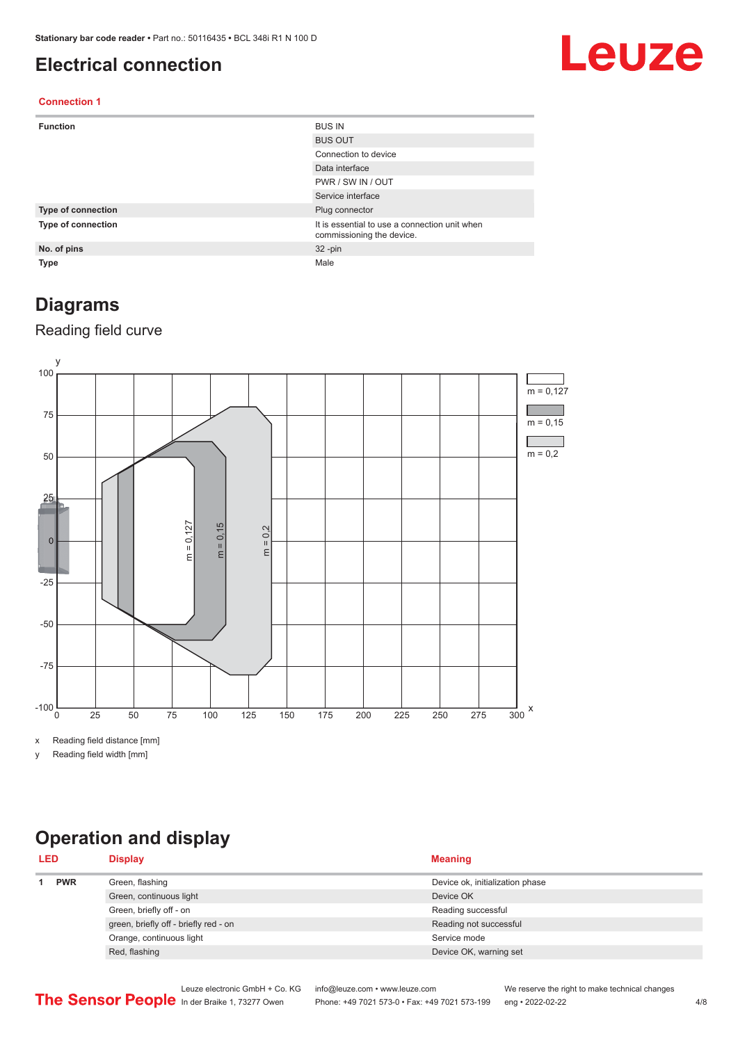# Electrical connection

## Connection 1

| | |
|---|---|
| **Function** | BUS IN |
| | BUS OUT |
| | Connection to device |
| | Data interface |
| | PWR / SW IN / OUT |
| | Service interface |
| **Type of connection** | Plug connector |
| **Type of connection** | It is essential to use a connection unit when commissioning the device. |
| **No. of pins** | 32 -pin |
| **Type** | Male |

# Diagrams

## Reading field curve

x Reading field distance [mm]

y Reading field width [mm]

# Operation and display

| LED | | Display | Meaning |
|---|---|---|---|
| 1 | **PWR** | Green, flashing | Device ok, initialization phase |
| | | Green, continuous light | Device OK |
| | | Green, briefly off - on | Reading successful |
| | | green, briefly off - briefly red - on | Reading not successful |
| | | Orange, continuous light | Service mode |
| | | Red, flashing | Device OK, warning set |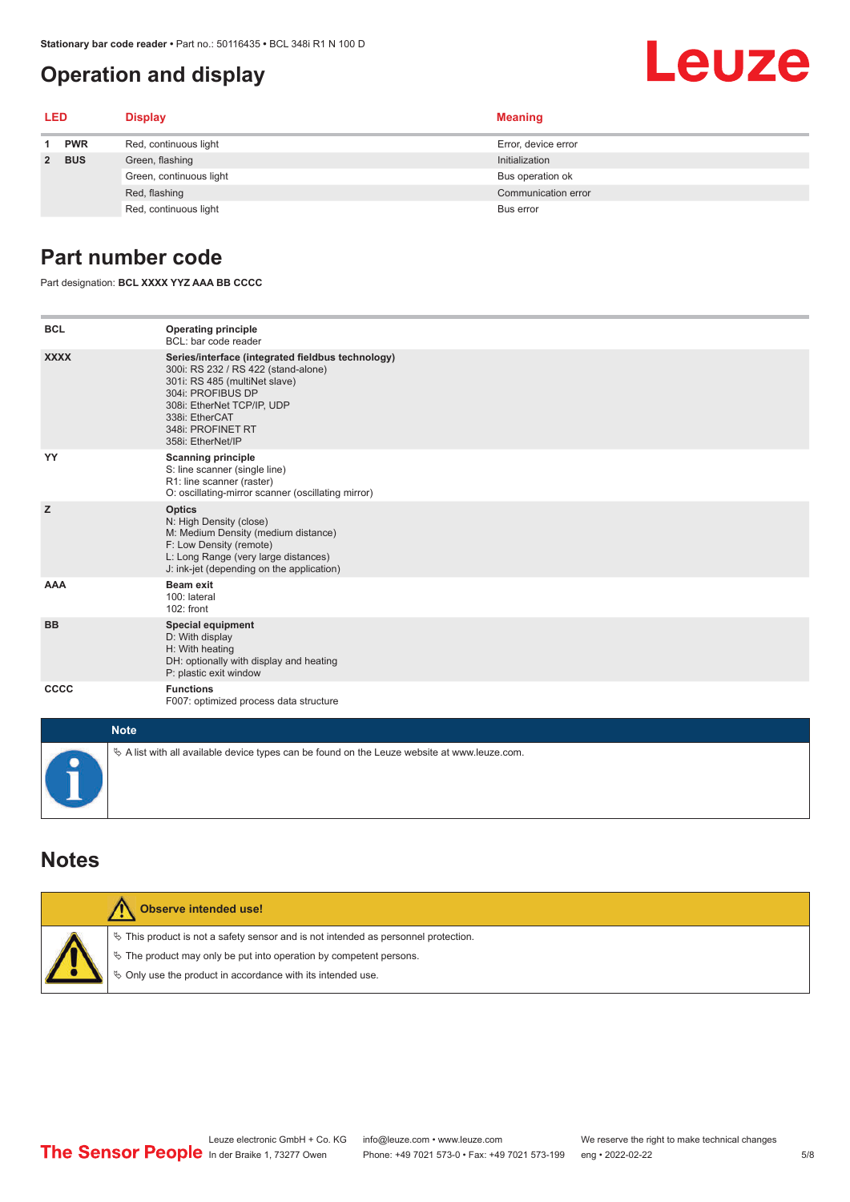## Operation and display

| LED | | Display | Meaning |
|---|---|---|---|
| 1 | PWR | Red, continuous light | Error, device error |
| 2 | BUS | Green, flashing | Initialization |
| | | Green, continuous light | Bus operation ok |
| | | Red, flashing | Communication error |
| | | Red, continuous light | Bus error |

## Part number code

Part designation: **BCL XXXX YYZ AAA BB CCCC**

| | |
|---|---|
| **BCL** | **Operating principle**<br>BCL: bar code reader |
| **XXXX** | **Series/interface (integrated fieldbus technology)**<br>300i: RS 232 / RS 422 (stand-alone)<br>301i: RS 485 (multiNet slave)<br>304i: PROFIBUS DP<br>308i: EtherNet TCP/IP, UDP<br>338i: EtherCAT<br>348i: PROFINET RT<br>358i: EtherNet/IP |
| **YY** | **Scanning principle**<br>S: line scanner (single line)<br>R1: line scanner (raster)<br>O: oscillating-mirror scanner (oscillating mirror) |
| **Z** | **Optics**<br>N: High Density (close)<br>M: Medium Density (medium distance)<br>F: Low Density (remote)<br>L: Long Range (very large distances)<br>J: ink-jet (depending on the application) |
| **AAA** | **Beam exit**<br>100: lateral<br>102: front |
| **BB** | **Special equipment**<br>D: With display<br>H: With heating<br>DH: optionally with display and heating<br>P: plastic exit window |
| **CCCC** | **Functions**<br>F007: optimized process data structure |

**Note**

- A list with all available device types can be found on the Leuze website at www.leuze.com.

## Notes

**Observe intended use!**

- This product is not a safety sensor and is not intended as personnel protection.
- The product may only be put into operation by competent persons.
- Only use the product in accordance with its intended use.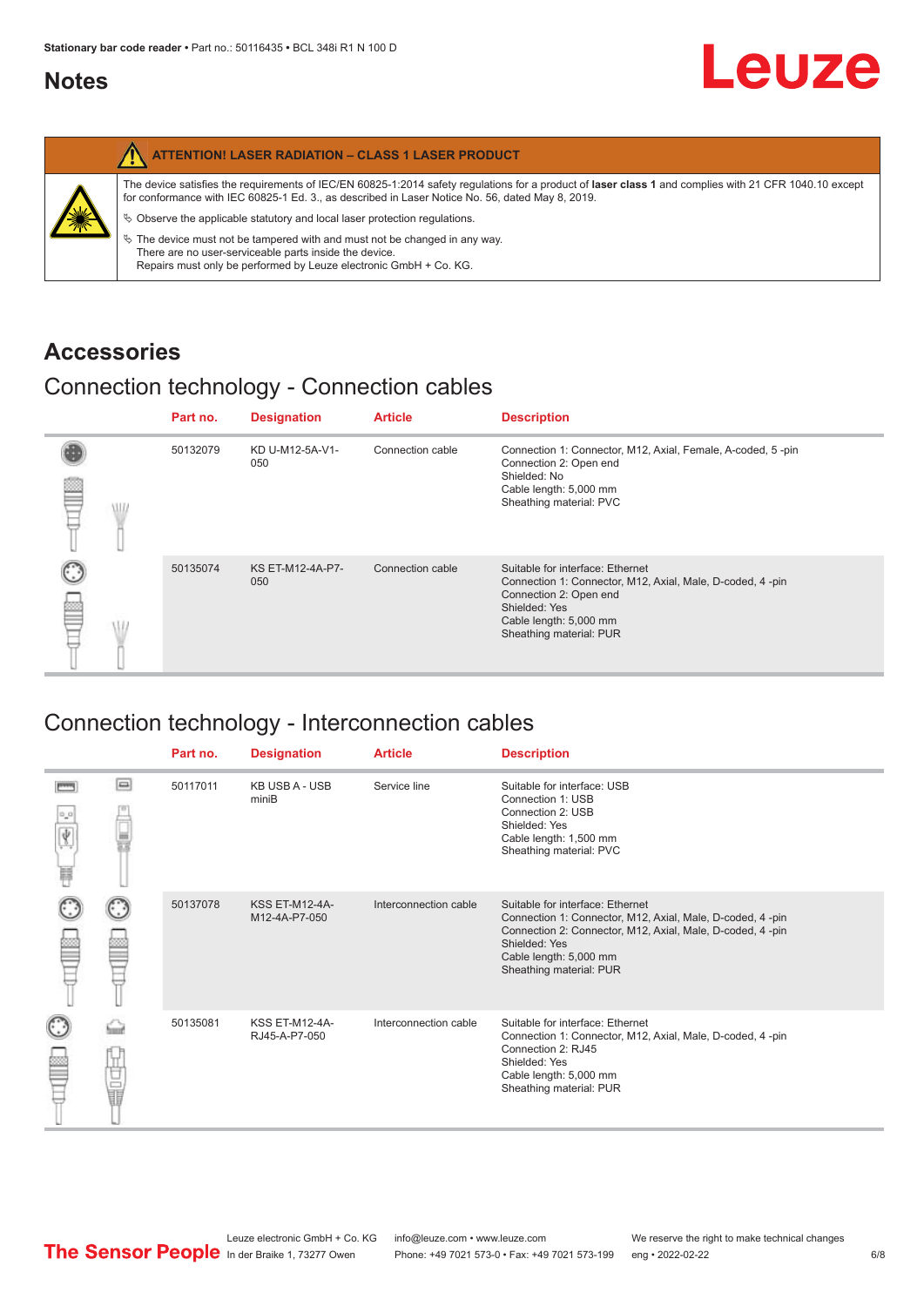## Notes

**ATTENTION! LASER RADIATION – CLASS 1 LASER PRODUCT**

The device satisfies the requirements of IEC/EN 60825-1:2014 safety regulations for a product of **laser class 1** and complies with 21 CFR 1040.10 except for conformance with IEC 60825-1 Ed. 3., as described in Laser Notice No. 56, dated May 8, 2019.

- Observe the applicable statutory and local laser protection regulations.
- The device must not be tampered with and must not be changed in any way. There are no user-serviceable parts inside the device. Repairs must only be performed by Leuze electronic GmbH + Co. KG.

## Accessories

### Connection technology - Connection cables

| Part no. | Designation | Article | Description |
|---|---|---|---|
| 50132079 | KD U-M12-5A-V1-050 | Connection cable | Connection 1: Connector, M12, Axial, Female, A-coded, 5 -pin<br>Connection 2: Open end<br>Shielded: No<br>Cable length: 5,000 mm<br>Sheathing material: PVC |
| 50135074 | KS ET-M12-4A-P7-050 | Connection cable | Suitable for interface: Ethernet<br>Connection 1: Connector, M12, Axial, Male, D-coded, 4 -pin<br>Connection 2: Open end<br>Shielded: Yes<br>Cable length: 5,000 mm<br>Sheathing material: PUR |

### Connection technology - Interconnection cables

| Part no. | Designation | Article | Description |
|---|---|---|---|
| 50117011 | KB USB A - USB miniB | Service line | Suitable for interface: USB<br>Connection 1: USB<br>Connection 2: USB<br>Shielded: Yes<br>Cable length: 1,500 mm<br>Sheathing material: PVC |
| 50137078 | KSS ET-M12-4A-M12-4A-P7-050 | Interconnection cable | Suitable for interface: Ethernet<br>Connection 1: Connector, M12, Axial, Male, D-coded, 4 -pin<br>Connection 2: Connector, M12, Axial, Male, D-coded, 4 -pin<br>Shielded: Yes<br>Cable length: 5,000 mm<br>Sheathing material: PUR |
| 50135081 | KSS ET-M12-4A-RJ45-A-P7-050 | Interconnection cable | Suitable for interface: Ethernet<br>Connection 1: Connector, M12, Axial, Male, D-coded, 4 -pin<br>Connection 2: RJ45<br>Shielded: Yes<br>Cable length: 5,000 mm<br>Sheathing material: PUR |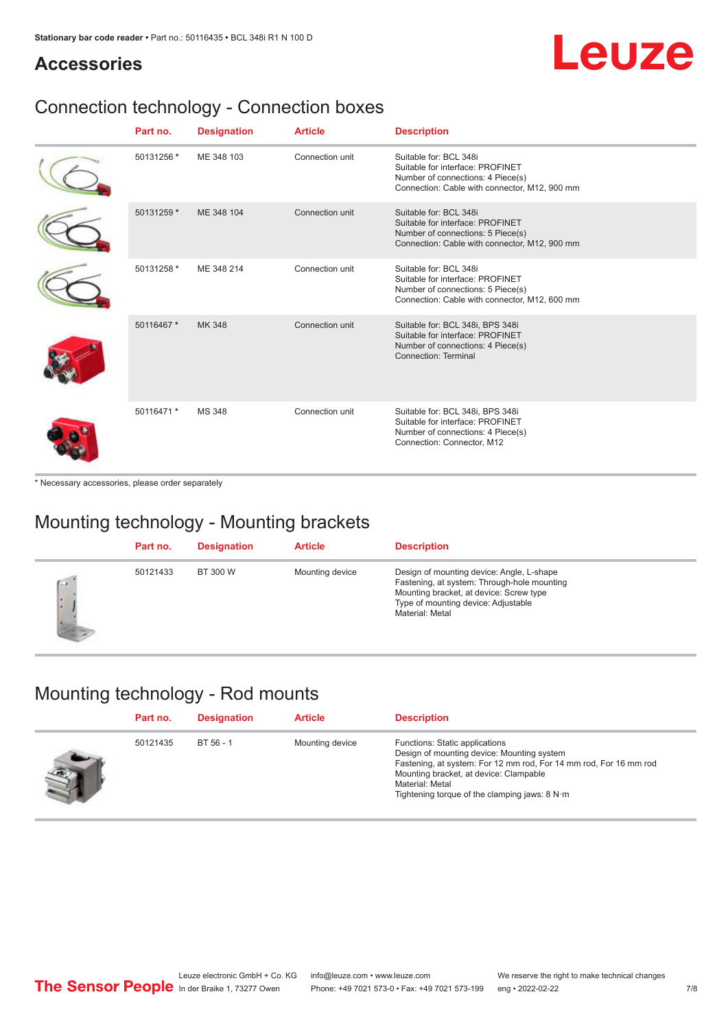## Accessories

### Connection technology - Connection boxes

| | Part no. | Designation | Article | Description |
|---|---|---|---|---|
| | 50131256 * | ME 348 103 | Connection unit | Suitable for: BCL 348i<br>Suitable for interface: PROFINET<br>Number of connections: 4 Piece(s)<br>Connection: Cable with connector, M12, 900 mm |
| | 50131259 * | ME 348 104 | Connection unit | Suitable for: BCL 348i<br>Suitable for interface: PROFINET<br>Number of connections: 5 Piece(s)<br>Connection: Cable with connector, M12, 900 mm |
| | 50131258 * | ME 348 214 | Connection unit | Suitable for: BCL 348i<br>Suitable for interface: PROFINET<br>Number of connections: 5 Piece(s)<br>Connection: Cable with connector, M12, 600 mm |
| | 50116467 * | MK 348 | Connection unit | Suitable for: BCL 348i, BPS 348i<br>Suitable for interface: PROFINET<br>Number of connections: 4 Piece(s)<br>Connection: Terminal |
| | 50116471 * | MS 348 | Connection unit | Suitable for: BCL 348i, BPS 348i<br>Suitable for interface: PROFINET<br>Number of connections: 4 Piece(s)<br>Connection: Connector, M12 |

* Necessary accessories, please order separately

### Mounting technology - Mounting brackets

| | Part no. | Designation | Article | Description |
|---|---|---|---|---|
| | 50121433 | BT 300 W | Mounting device | Design of mounting device: Angle, L-shape<br>Fastening, at system: Through-hole mounting<br>Mounting bracket, at device: Screw type<br>Type of mounting device: Adjustable<br>Material: Metal |

### Mounting technology - Rod mounts

| | Part no. | Designation | Article | Description |
|---|---|---|---|---|
| | 50121435 | BT 56 - 1 | Mounting device | Functions: Static applications<br>Design of mounting device: Mounting system<br>Fastening, at system: For 12 mm rod, For 14 mm rod, For 16 mm rod<br>Mounting bracket, at device: Clampable<br>Material: Metal<br>Tightening torque of the clamping jaws: 8 N·m |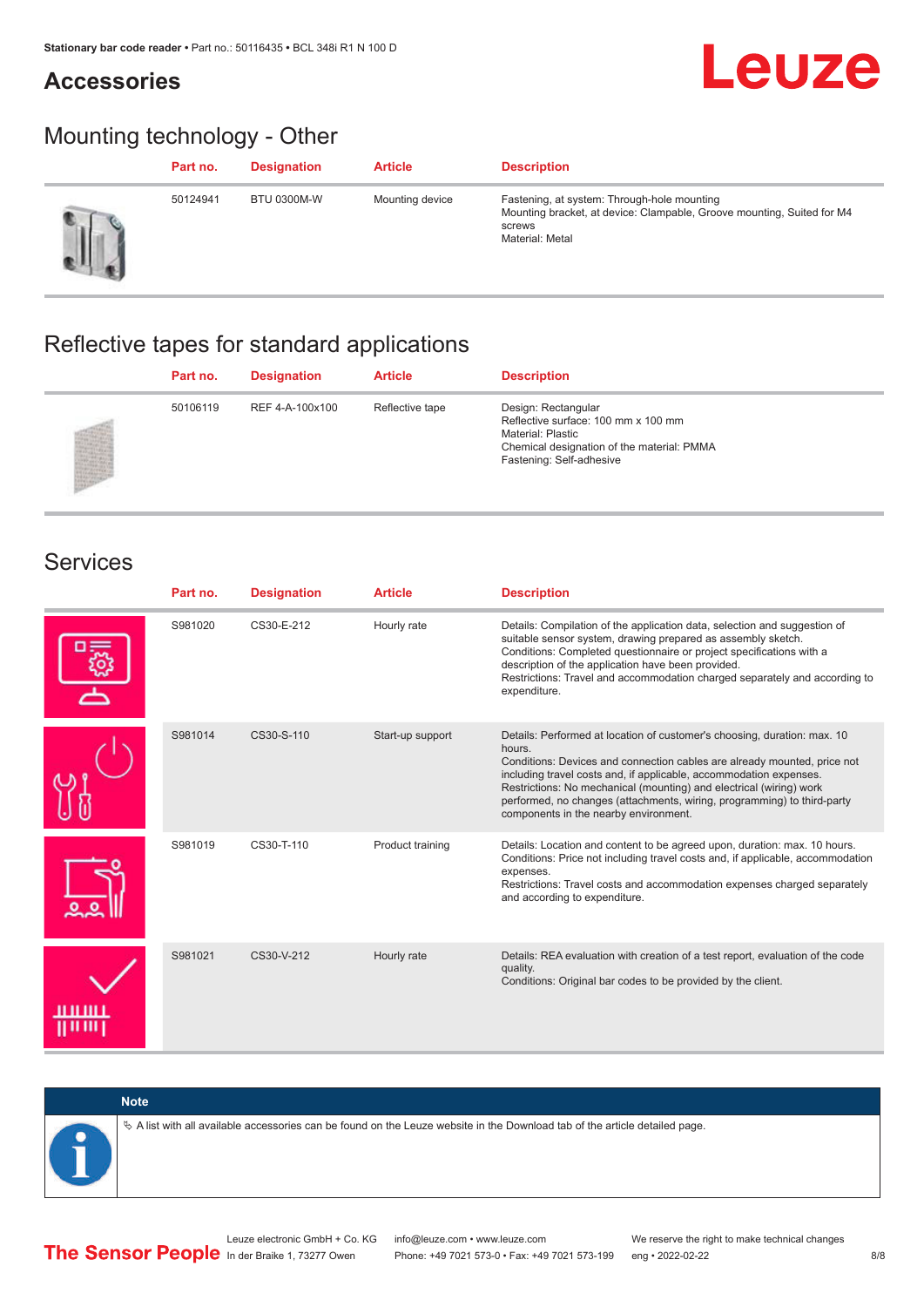## Accessories

### Mounting technology - Other

| | Part no. | Designation | Article | Description |
|---|---|---|---|---|
| | 50124941 | BTU 0300M-W | Mounting device | Fastening, at system: Through-hole mounting<br>Mounting bracket, at device: Clampable, Groove mounting, Suited for M4 screws<br>Material: Metal |

### Reflective tapes for standard applications

| | Part no. | Designation | Article | Description |
|---|---|---|---|---|
| | 50106119 | REF 4-A-100x100 | Reflective tape | Design: Rectangular<br>Reflective surface: 100 mm x 100 mm<br>Material: Plastic<br>Chemical designation of the material: PMMA<br>Fastening: Self-adhesive |

### Services

| | Part no. | Designation | Article | Description |
|---|---|---|---|---|
| | S981020 | CS30-E-212 | Hourly rate | Details: Compilation of the application data, selection and suggestion of suitable sensor system, drawing prepared as assembly sketch.<br>Conditions: Completed questionnaire or project specifications with a description of the application have been provided.<br>Restrictions: Travel and accommodation charged separately and according to expenditure. |
| | S981014 | CS30-S-110 | Start-up support | Details: Performed at location of customer's choosing, duration: max. 10 hours.<br>Conditions: Devices and connection cables are already mounted, price not including travel costs and, if applicable, accommodation expenses.<br>Restrictions: No mechanical (mounting) and electrical (wiring) work performed, no changes (attachments, wiring, programming) to third-party components in the nearby environment. |
| | S981019 | CS30-T-110 | Product training | Details: Location and content to be agreed upon, duration: max. 10 hours.<br>Conditions: Price not including travel costs and, if applicable, accommodation expenses.<br>Restrictions: Travel costs and accommodation expenses charged separately and according to expenditure. |
| | S981021 | CS30-V-212 | Hourly rate | Details: REA evaluation with creation of a test report, evaluation of the code quality.<br>Conditions: Original bar codes to be provided by the client. |

**Note**

A list with all available accessories can be found on the Leuze website in the Download tab of the article detailed page.